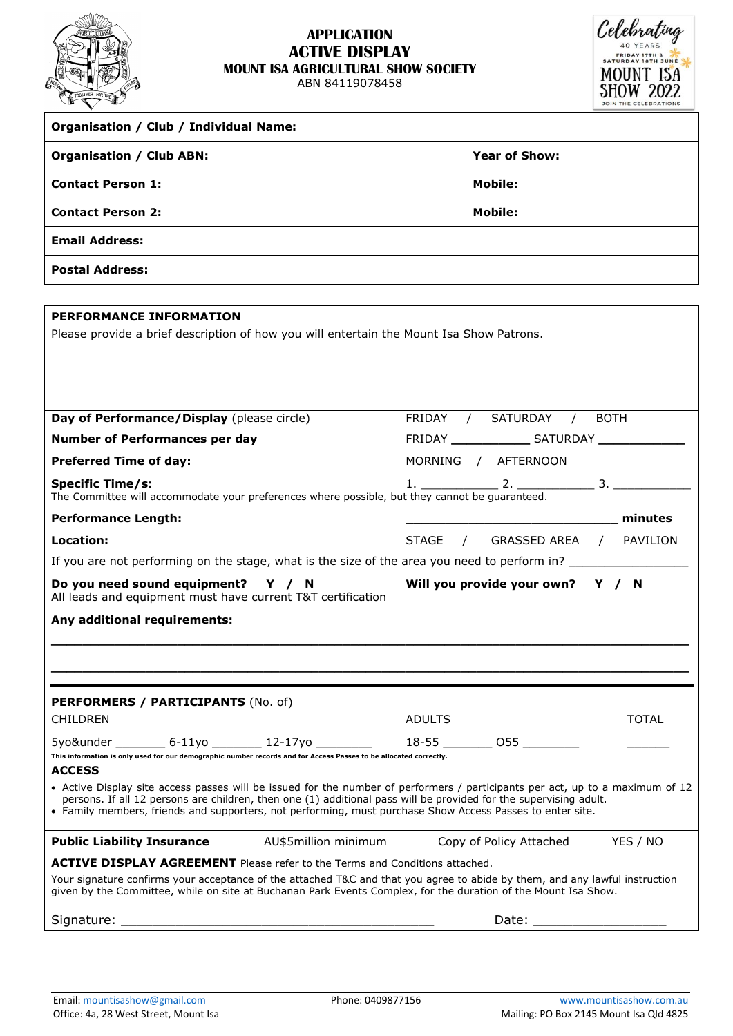# APPLICATION
# ACTIVE DISPLAY
## MOUNT ISA AGRICULTURAL SHOW SOCIETY
ABN 84119078458

Celebrating 40 YEARS FRIDAY 17TH & SATURDAY 18TH JUNE MOUNT ISA SHOW 2022 JOIN THE CELEBRATIONS

| | |
|---|---|
| **Organisation / Club / Individual Name:** | |
| **Organisation / Club ABN:** | **Year of Show:** |
| **Contact Person 1:** | **Mobile:** |
| **Contact Person 2:** | **Mobile:** |
| **Email Address:** | |
| **Postal Address:** | |

**PERFORMANCE INFORMATION**

Please provide a brief description of how you will entertain the Mount Isa Show Patrons.

**Day of Performance/Display** (please circle) FRIDAY / SATURDAY / BOTH

**Number of Performances per day** FRIDAY ___________ SATURDAY ____________

**Preferred Time of day:** MORNING / AFTERNOON

**Specific Time/s:** 1. ___________ 2. ___________ 3. ___________

The Committee will accommodate your preferences where possible, but they cannot be guaranteed.

**Performance Length:** _____________________________ **minutes**

**Location:** STAGE / GRASSED AREA / PAVILION

If you are not performing on the stage, what is the size of the area you need to perform in? ________________

**Do you need sound equipment? Y / N** **Will you provide your own? Y / N**

All leads and equipment must have current T&T certification

**Any additional requirements:**

______________________________________________________________________________

______________________________________________________________________________

**PERFORMERS / PARTICIPANTS** (No. of)

CHILDREN ADULTS TOTAL

5yo&under _______ 6-11yo _______ 12-17yo ________ 18-55 _______ O55 ________ ______

**This information is only used for our demographic number records and for Access Passes to be allocated correctly.**

**ACCESS**

- Active Display site access passes will be issued for the number of performers / participants per act, up to a maximum of 12 persons. If all 12 persons are children, then one (1) additional pass will be provided for the supervising adult.
- Family members, friends and supporters, not performing, must purchase Show Access Passes to enter site.

**Public Liability Insurance** AU$5million minimum Copy of Policy Attached YES / NO

**ACTIVE DISPLAY AGREEMENT** Please refer to the Terms and Conditions attached.

Your signature confirms your acceptance of the attached T&C and that you agree to abide by them, and any lawful instruction given by the Committee, while on site at Buchanan Park Events Complex, for the duration of the Mount Isa Show.

Signature: ________________________________________ Date: _________________

Email: mountisashow@gmail.com Phone: 0409877156 www.mountisashow.com.au

Office: 4a, 28 West Street, Mount Isa Mailing: PO Box 2145 Mount Isa Qld 4825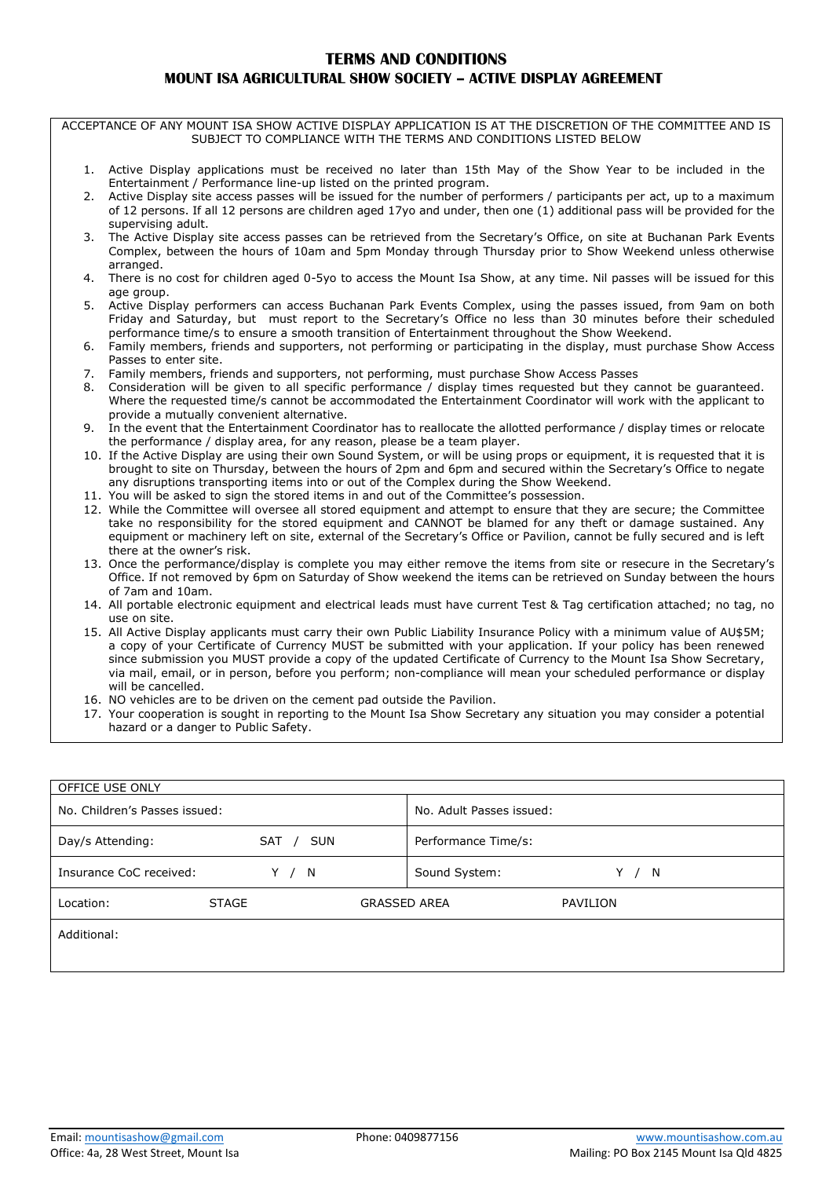# TERMS AND CONDITIONS

## MOUNT ISA AGRICULTURAL SHOW SOCIETY – ACTIVE DISPLAY AGREEMENT

ACCEPTANCE OF ANY MOUNT ISA SHOW ACTIVE DISPLAY APPLICATION IS AT THE DISCRETION OF THE COMMITTEE AND IS SUBJECT TO COMPLIANCE WITH THE TERMS AND CONDITIONS LISTED BELOW

1. Active Display applications must be received no later than 15th May of the Show Year to be included in the Entertainment / Performance line-up listed on the printed program.
2. Active Display site access passes will be issued for the number of performers / participants per act, up to a maximum of 12 persons. If all 12 persons are children aged 17yo and under, then one (1) additional pass will be provided for the supervising adult.
3. The Active Display site access passes can be retrieved from the Secretary's Office, on site at Buchanan Park Events Complex, between the hours of 10am and 5pm Monday through Thursday prior to Show Weekend unless otherwise arranged.
4. There is no cost for children aged 0-5yo to access the Mount Isa Show, at any time. Nil passes will be issued for this age group.
5. Active Display performers can access Buchanan Park Events Complex, using the passes issued, from 9am on both Friday and Saturday, but must report to the Secretary's Office no less than 30 minutes before their scheduled performance time/s to ensure a smooth transition of Entertainment throughout the Show Weekend.
6. Family members, friends and supporters, not performing or participating in the display, must purchase Show Access Passes to enter site.
7. Family members, friends and supporters, not performing, must purchase Show Access Passes
8. Consideration will be given to all specific performance / display times requested but they cannot be guaranteed. Where the requested time/s cannot be accommodated the Entertainment Coordinator will work with the applicant to provide a mutually convenient alternative.
9. In the event that the Entertainment Coordinator has to reallocate the allotted performance / display times or relocate the performance / display area, for any reason, please be a team player.
10. If the Active Display are using their own Sound System, or will be using props or equipment, it is requested that it is brought to site on Thursday, between the hours of 2pm and 6pm and secured within the Secretary's Office to negate any disruptions transporting items into or out of the Complex during the Show Weekend.
11. You will be asked to sign the stored items in and out of the Committee's possession.
12. While the Committee will oversee all stored equipment and attempt to ensure that they are secure; the Committee take no responsibility for the stored equipment and CANNOT be blamed for any theft or damage sustained. Any equipment or machinery left on site, external of the Secretary's Office or Pavilion, cannot be fully secured and is left there at the owner's risk.
13. Once the performance/display is complete you may either remove the items from site or resecure in the Secretary's Office. If not removed by 6pm on Saturday of Show weekend the items can be retrieved on Sunday between the hours of 7am and 10am.
14. All portable electronic equipment and electrical leads must have current Test & Tag certification attached; no tag, no use on site.
15. All Active Display applicants must carry their own Public Liability Insurance Policy with a minimum value of AU$5M; a copy of your Certificate of Currency MUST be submitted with your application. If your policy has been renewed since submission you MUST provide a copy of the updated Certificate of Currency to the Mount Isa Show Secretary, via mail, email, or in person, before you perform; non-compliance will mean your scheduled performance or display will be cancelled.
16. NO vehicles are to be driven on the cement pad outside the Pavilion.
17. Your cooperation is sought in reporting to the Mount Isa Show Secretary any situation you may consider a potential hazard or a danger to Public Safety.

| OFFICE USE ONLY | | | |
|---|---|---|---|
| No. Children's Passes issued: | | No. Adult Passes issued: | |
| Day/s Attending: | SAT / SUN | Performance Time/s: | |
| Insurance CoC received: | Y / N | Sound System: | Y / N |
| Location: STAGE | GRASSED AREA | PAVILION | |
| Additional: | | | |

Email: mountisashow@gmail.com Phone: 0409877156 www.mountisashow.com.au
Office: 4a, 28 West Street, Mount Isa Mailing: PO Box 2145 Mount Isa Qld 4825